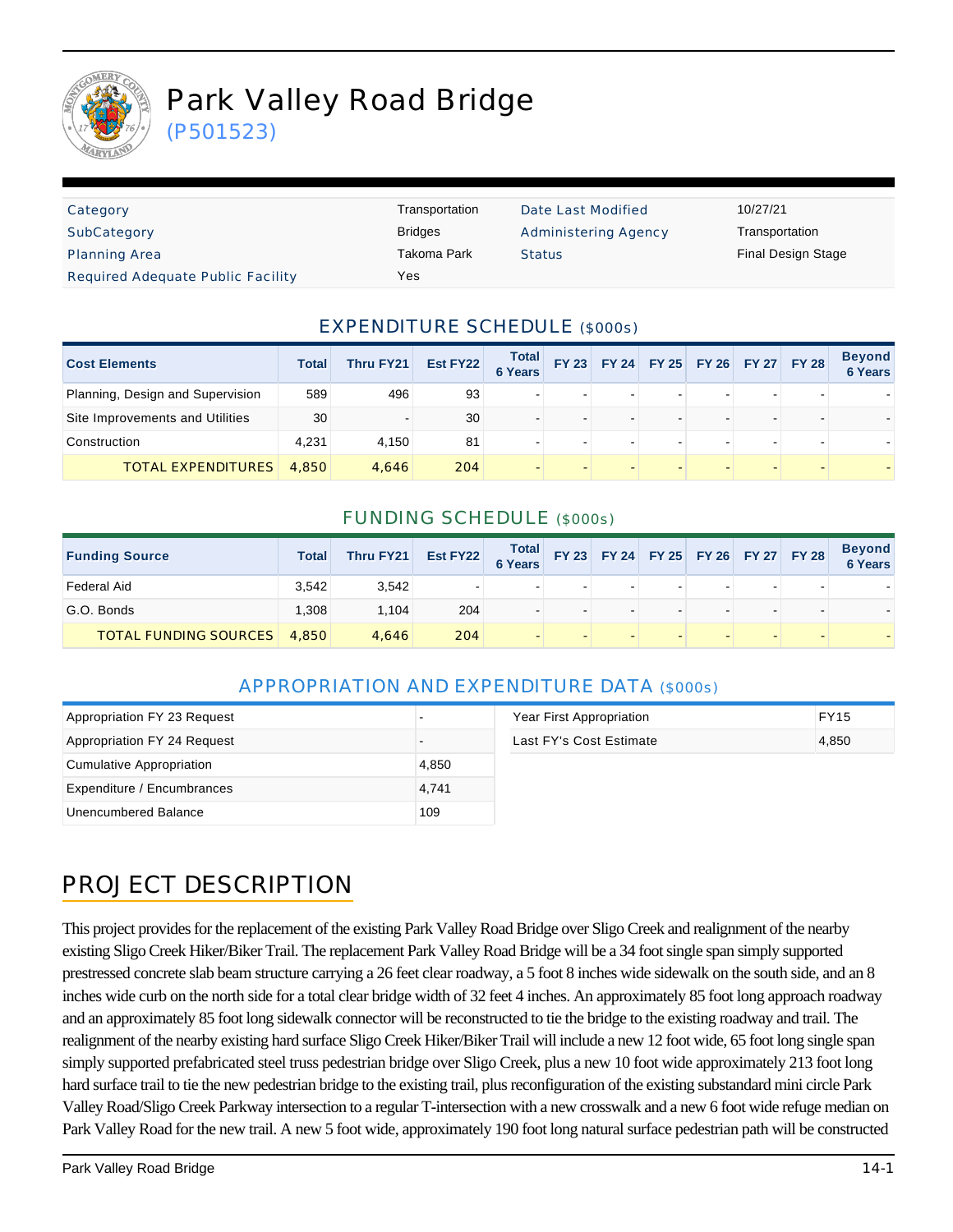# Park Valley Road Bridge

(P501523)

| | | | |
|---|---|---|---|
| Category | Transportation | Date Last Modified | 10/27/21 |
| SubCategory | Bridges | Administering Agency | Transportation |
| Planning Area | Takoma Park | Status | Final Design Stage |
| Required Adequate Public Facility | Yes | | |

## EXPENDITURE SCHEDULE ($000s)

| Cost Elements | Total | Thru FY21 | Est FY22 | Total 6 Years | FY 23 | FY 24 | FY 25 | FY 26 | FY 27 | FY 28 | Beyond 6 Years |
|---|---|---|---|---|---|---|---|---|---|---|---|
| Planning, Design and Supervision | 589 | 496 | 93 | - | - | - | - | - | - | - | - |
| Site Improvements and Utilities | 30 | - | 30 | - | - | - | - | - | - | - | - |
| Construction | 4,231 | 4,150 | 81 | - | - | - | - | - | - | - | - |
| TOTAL EXPENDITURES | 4,850 | 4,646 | 204 | - | - | - | - | - | - | - | - |

## FUNDING SCHEDULE ($000s)

| Funding Source | Total | Thru FY21 | Est FY22 | Total 6 Years | FY 23 | FY 24 | FY 25 | FY 26 | FY 27 | FY 28 | Beyond 6 Years |
|---|---|---|---|---|---|---|---|---|---|---|---|
| Federal Aid | 3,542 | 3,542 | - | - | - | - | - | - | - | - | - |
| G.O. Bonds | 1,308 | 1,104 | 204 | - | - | - | - | - | - | - | - |
| TOTAL FUNDING SOURCES | 4,850 | 4,646 | 204 | - | - | - | - | - | - | - | - |

## APPROPRIATION AND EXPENDITURE DATA ($000s)

| | |
|---|---|
| Appropriation FY 23 Request | - |
| Appropriation FY 24 Request | - |
| Cumulative Appropriation | 4,850 |
| Expenditure / Encumbrances | 4,741 |
| Unencumbered Balance | 109 |

| | |
|---|---|
| Year First Appropriation | FY15 |
| Last FY's Cost Estimate | 4,850 |

## PROJECT DESCRIPTION

This project provides for the replacement of the existing Park Valley Road Bridge over Sligo Creek and realignment of the nearby existing Sligo Creek Hiker/Biker Trail. The replacement Park Valley Road Bridge will be a 34 foot single span simply supported prestressed concrete slab beam structure carrying a 26 feet clear roadway, a 5 foot 8 inches wide sidewalk on the south side, and an 8 inches wide curb on the north side for a total clear bridge width of 32 feet 4 inches. An approximately 85 foot long approach roadway and an approximately 85 foot long sidewalk connector will be reconstructed to tie the bridge to the existing roadway and trail. The realignment of the nearby existing hard surface Sligo Creek Hiker/Biker Trail will include a new 12 foot wide, 65 foot long single span simply supported prefabricated steel truss pedestrian bridge over Sligo Creek, plus a new 10 foot wide approximately 213 foot long hard surface trail to tie the new pedestrian bridge to the existing trail, plus reconfiguration of the existing substandard mini circle Park Valley Road/Sligo Creek Parkway intersection to a regular T-intersection with a new crosswalk and a new 6 foot wide refuge median on Park Valley Road for the new trail. A new 5 foot wide, approximately 190 foot long natural surface pedestrian path will be constructed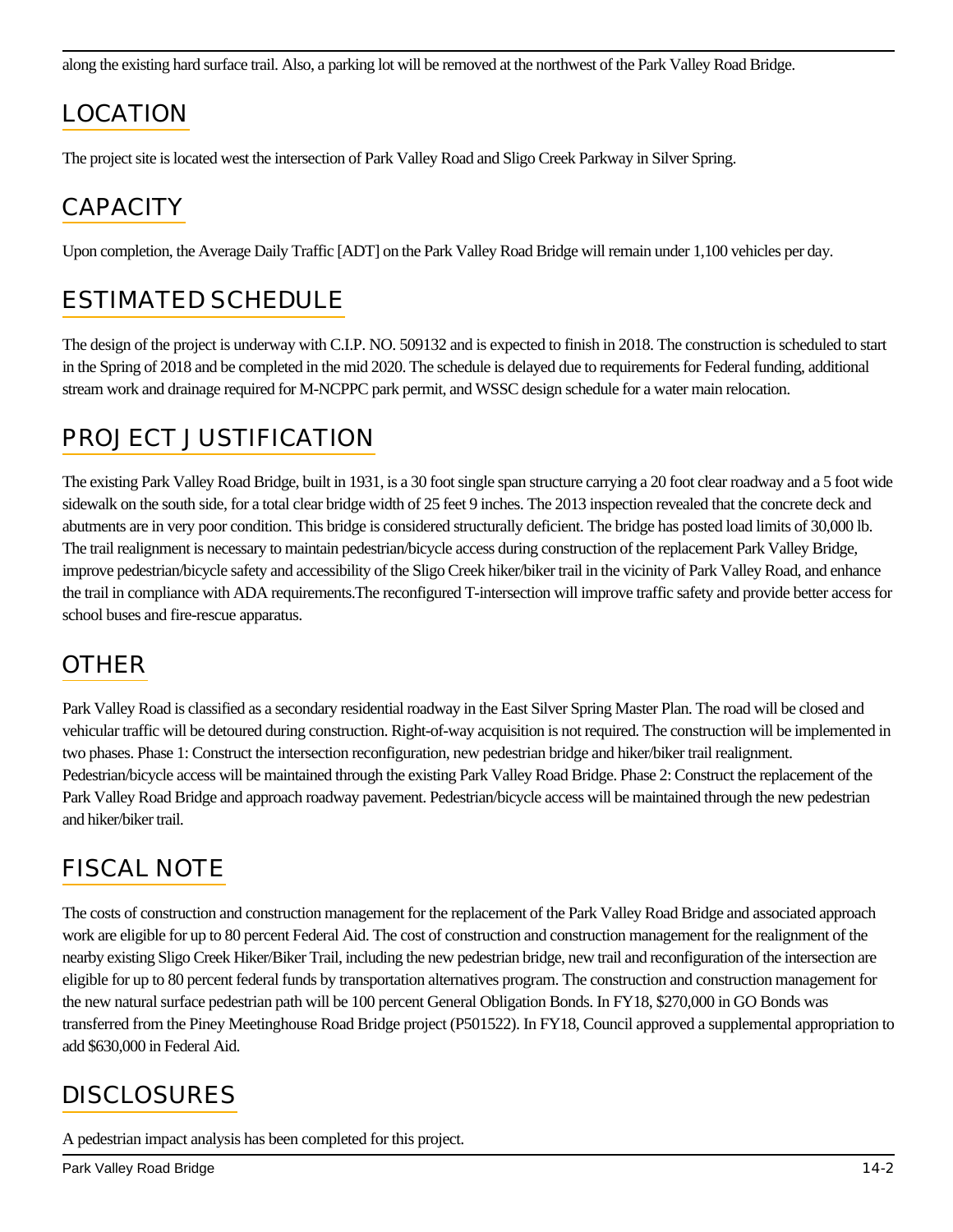along the existing hard surface trail. Also, a parking lot will be removed at the northwest of the Park Valley Road Bridge.

## LOCATION

The project site is located west the intersection of Park Valley Road and Sligo Creek Parkway in Silver Spring.

## CAPACITY

Upon completion, the Average Daily Traffic [ADT] on the Park Valley Road Bridge will remain under 1,100 vehicles per day.

## ESTIMATED SCHEDULE

The design of the project is underway with C.I.P. NO. 509132 and is expected to finish in 2018. The construction is scheduled to start in the Spring of 2018 and be completed in the mid 2020. The schedule is delayed due to requirements for Federal funding, additional stream work and drainage required for M-NCPPC park permit, and WSSC design schedule for a water main relocation.

## PROJECT JUSTIFICATION

The existing Park Valley Road Bridge, built in 1931, is a 30 foot single span structure carrying a 20 foot clear roadway and a 5 foot wide sidewalk on the south side, for a total clear bridge width of 25 feet 9 inches. The 2013 inspection revealed that the concrete deck and abutments are in very poor condition. This bridge is considered structurally deficient. The bridge has posted load limits of 30,000 lb. The trail realignment is necessary to maintain pedestrian/bicycle access during construction of the replacement Park Valley Bridge, improve pedestrian/bicycle safety and accessibility of the Sligo Creek hiker/biker trail in the vicinity of Park Valley Road, and enhance the trail in compliance with ADA requirements.The reconfigured T-intersection will improve traffic safety and provide better access for school buses and fire-rescue apparatus.

## OTHER

Park Valley Road is classified as a secondary residential roadway in the East Silver Spring Master Plan. The road will be closed and vehicular traffic will be detoured during construction. Right-of-way acquisition is not required. The construction will be implemented in two phases. Phase 1: Construct the intersection reconfiguration, new pedestrian bridge and hiker/biker trail realignment. Pedestrian/bicycle access will be maintained through the existing Park Valley Road Bridge. Phase 2: Construct the replacement of the Park Valley Road Bridge and approach roadway pavement. Pedestrian/bicycle access will be maintained through the new pedestrian and hiker/biker trail.

## FISCAL NOTE

The costs of construction and construction management for the replacement of the Park Valley Road Bridge and associated approach work are eligible for up to 80 percent Federal Aid. The cost of construction and construction management for the realignment of the nearby existing Sligo Creek Hiker/Biker Trail, including the new pedestrian bridge, new trail and reconfiguration of the intersection are eligible for up to 80 percent federal funds by transportation alternatives program. The construction and construction management for the new natural surface pedestrian path will be 100 percent General Obligation Bonds. In FY18, $270,000 in GO Bonds was transferred from the Piney Meetinghouse Road Bridge project (P501522). In FY18, Council approved a supplemental appropriation to add $630,000 in Federal Aid.

## DISCLOSURES

A pedestrian impact analysis has been completed for this project.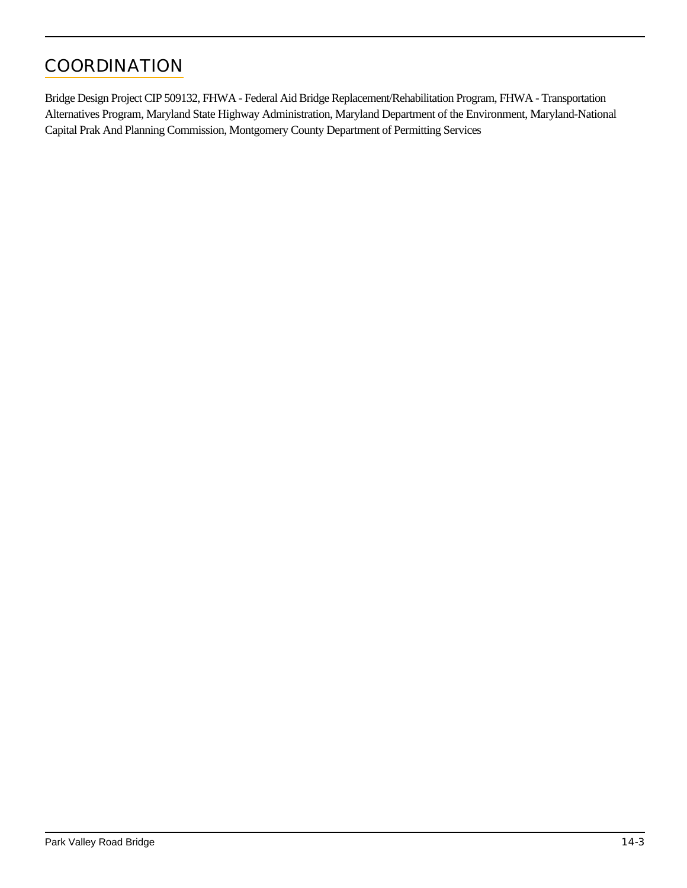## COORDINATION

Bridge Design Project CIP 509132, FHWA - Federal Aid Bridge Replacement/Rehabilitation Program, FHWA - Transportation Alternatives Program, Maryland State Highway Administration, Maryland Department of the Environment, Maryland-National Capital Prak And Planning Commission, Montgomery County Department of Permitting Services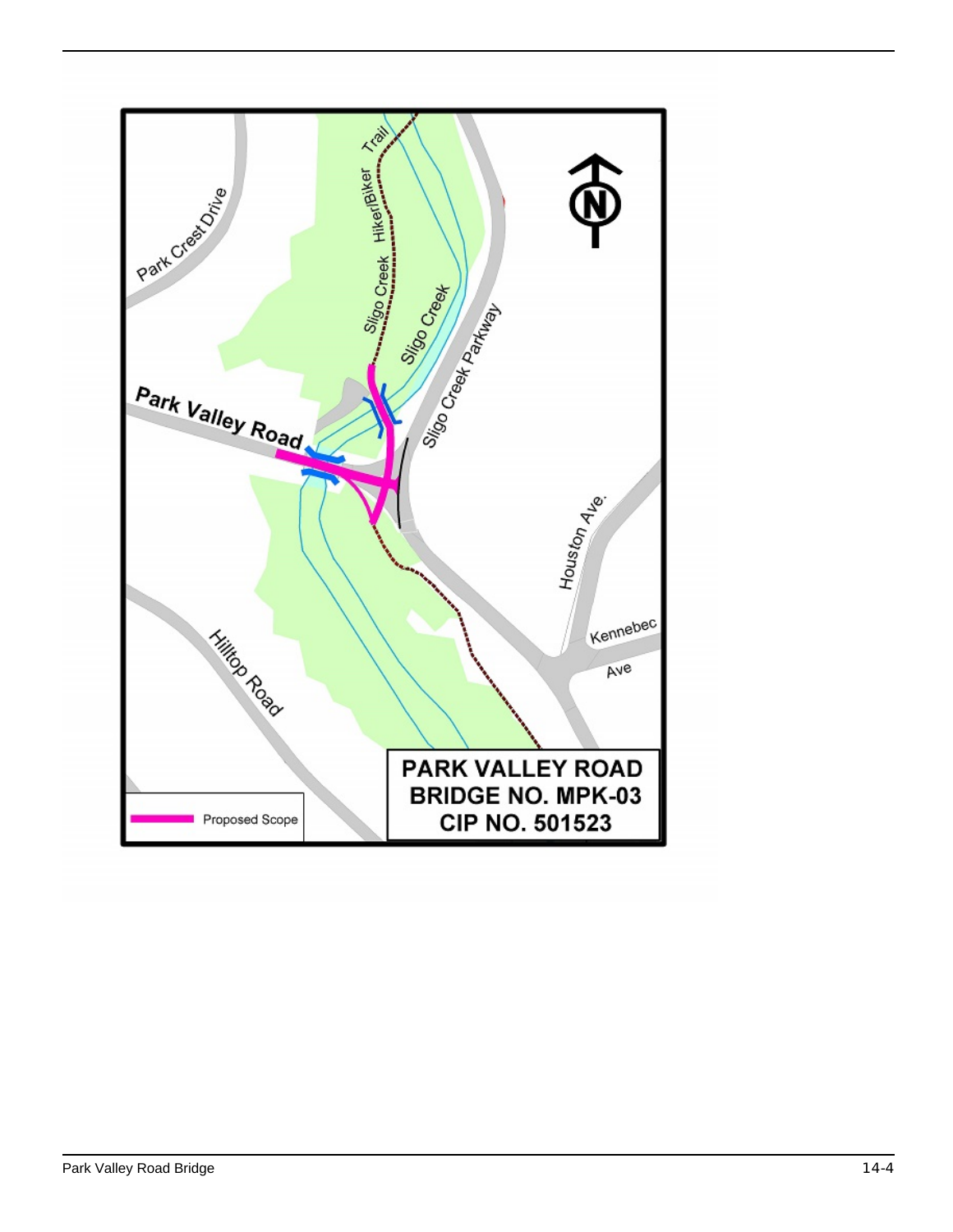Park Crest Drive

Sligo Creek Hiker/Biker Trail

Sligo Creek

Sligo Creek Parkway

Park Valley Road

Houston Ave.

Kennebec Ave

Hilltop Road

Proposed Scope

**PARK VALLEY ROAD BRIDGE NO. MPK-03 CIP NO. 501523**